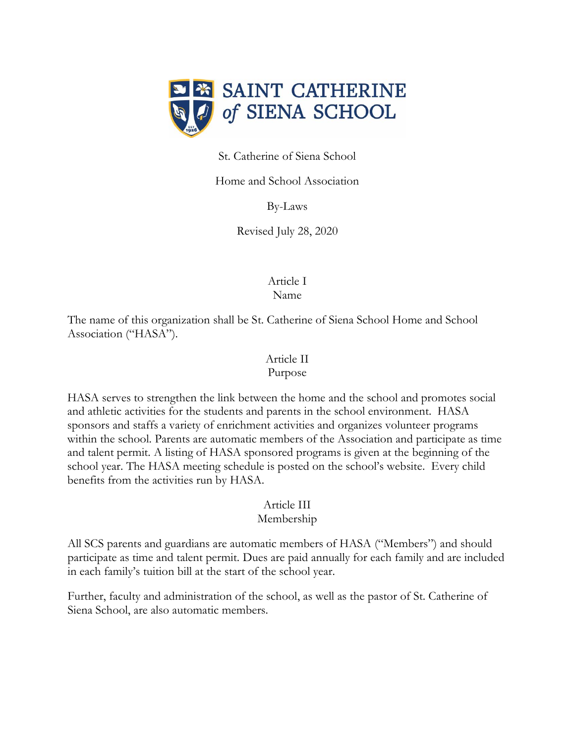SAINT CATHERINE of SIENA SCHOOL

St. Catherine of Siena School

Home and School Association

By-Laws

Revised July 28, 2020

## Article I
## Name

The name of this organization shall be St. Catherine of Siena School Home and School Association ("HASA").

## Article II
## Purpose

HASA serves to strengthen the link between the home and the school and promotes social and athletic activities for the students and parents in the school environment. HASA sponsors and staffs a variety of enrichment activities and organizes volunteer programs within the school. Parents are automatic members of the Association and participate as time and talent permit. A listing of HASA sponsored programs is given at the beginning of the school year. The HASA meeting schedule is posted on the school's website. Every child benefits from the activities run by HASA.

## Article III
## Membership

All SCS parents and guardians are automatic members of HASA ("Members") and should participate as time and talent permit. Dues are paid annually for each family and are included in each family's tuition bill at the start of the school year.

Further, faculty and administration of the school, as well as the pastor of St. Catherine of Siena School, are also automatic members.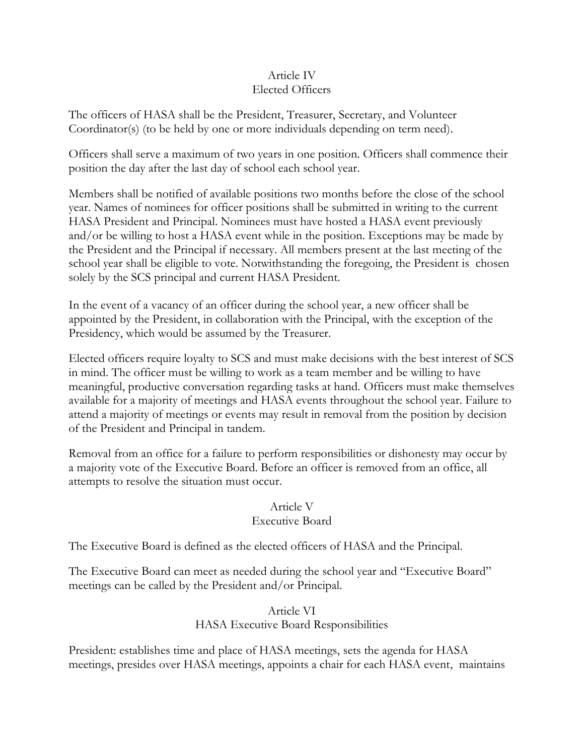## Article IV
## Elected Officers

The officers of HASA shall be the President, Treasurer, Secretary, and Volunteer Coordinator(s) (to be held by one or more individuals depending on term need).

Officers shall serve a maximum of two years in one position. Officers shall commence their position the day after the last day of school each school year.

Members shall be notified of available positions two months before the close of the school year. Names of nominees for officer positions shall be submitted in writing to the current HASA President and Principal. Nominees must have hosted a HASA event previously and/or be willing to host a HASA event while in the position. Exceptions may be made by the President and the Principal if necessary. All members present at the last meeting of the school year shall be eligible to vote. Notwithstanding the foregoing, the President is chosen solely by the SCS principal and current HASA President.

In the event of a vacancy of an officer during the school year, a new officer shall be appointed by the President, in collaboration with the Principal, with the exception of the Presidency, which would be assumed by the Treasurer.

Elected officers require loyalty to SCS and must make decisions with the best interest of SCS in mind. The officer must be willing to work as a team member and be willing to have meaningful, productive conversation regarding tasks at hand. Officers must make themselves available for a majority of meetings and HASA events throughout the school year. Failure to attend a majority of meetings or events may result in removal from the position by decision of the President and Principal in tandem.

Removal from an office for a failure to perform responsibilities or dishonesty may occur by a majority vote of the Executive Board. Before an officer is removed from an office, all attempts to resolve the situation must occur.

## Article V
## Executive Board

The Executive Board is defined as the elected officers of HASA and the Principal.

The Executive Board can meet as needed during the school year and "Executive Board" meetings can be called by the President and/or Principal.

## Article VI
## HASA Executive Board Responsibilities

President: establishes time and place of HASA meetings, sets the agenda for HASA meetings, presides over HASA meetings, appoints a chair for each HASA event, maintains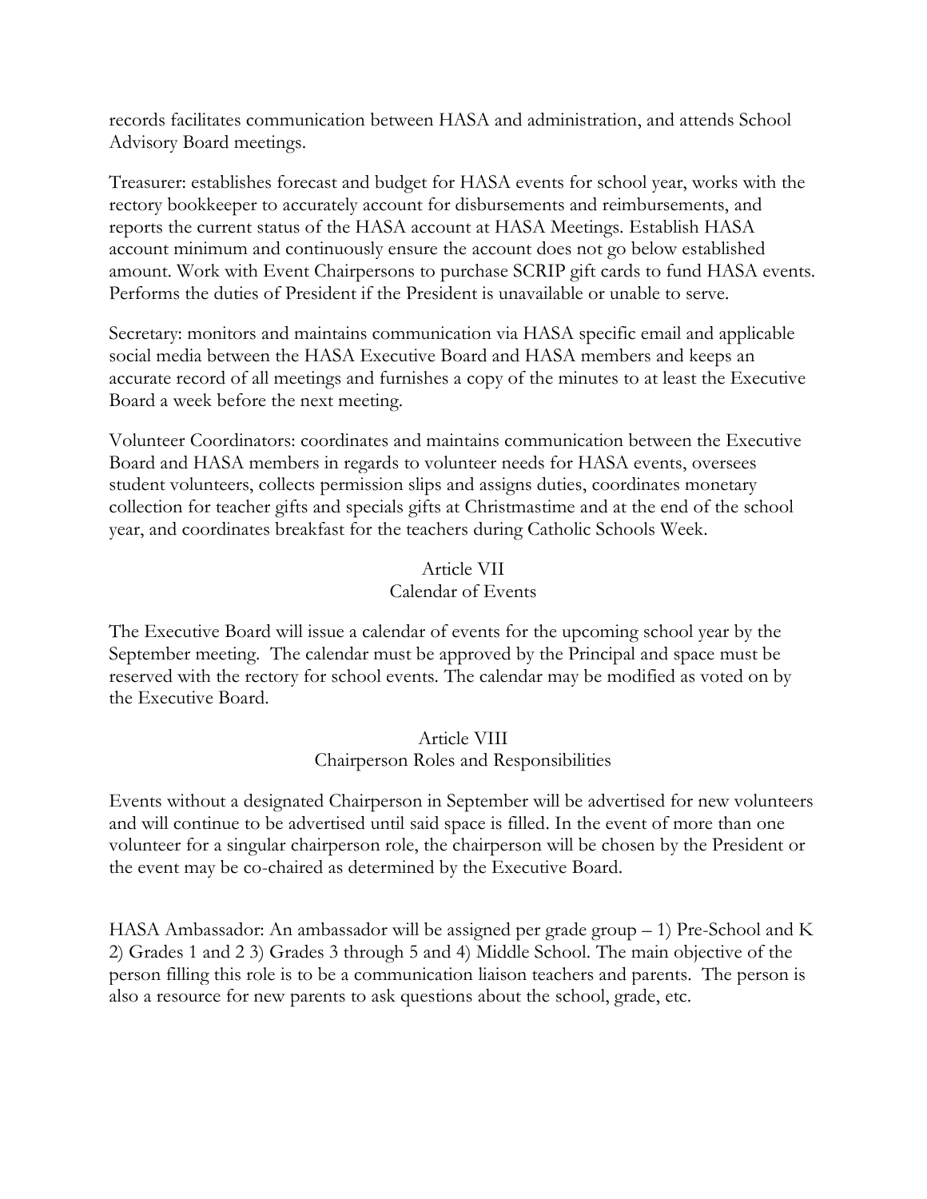records facilitates communication between HASA and administration, and attends School Advisory Board meetings.

Treasurer: establishes forecast and budget for HASA events for school year, works with the rectory bookkeeper to accurately account for disbursements and reimbursements, and reports the current status of the HASA account at HASA Meetings. Establish HASA account minimum and continuously ensure the account does not go below established amount. Work with Event Chairpersons to purchase SCRIP gift cards to fund HASA events. Performs the duties of President if the President is unavailable or unable to serve.

Secretary: monitors and maintains communication via HASA specific email and applicable social media between the HASA Executive Board and HASA members and keeps an accurate record of all meetings and furnishes a copy of the minutes to at least the Executive Board a week before the next meeting.

Volunteer Coordinators: coordinates and maintains communication between the Executive Board and HASA members in regards to volunteer needs for HASA events, oversees student volunteers, collects permission slips and assigns duties, coordinates monetary collection for teacher gifts and specials gifts at Christmastime and at the end of the school year, and coordinates breakfast for the teachers during Catholic Schools Week.

## Article VII
## Calendar of Events

The Executive Board will issue a calendar of events for the upcoming school year by the September meeting. The calendar must be approved by the Principal and space must be reserved with the rectory for school events. The calendar may be modified as voted on by the Executive Board.

## Article VIII
## Chairperson Roles and Responsibilities

Events without a designated Chairperson in September will be advertised for new volunteers and will continue to be advertised until said space is filled. In the event of more than one volunteer for a singular chairperson role, the chairperson will be chosen by the President or the event may be co-chaired as determined by the Executive Board.

HASA Ambassador: An ambassador will be assigned per grade group – 1) Pre-School and K 2) Grades 1 and 2 3) Grades 3 through 5 and 4) Middle School. The main objective of the person filling this role is to be a communication liaison teachers and parents. The person is also a resource for new parents to ask questions about the school, grade, etc.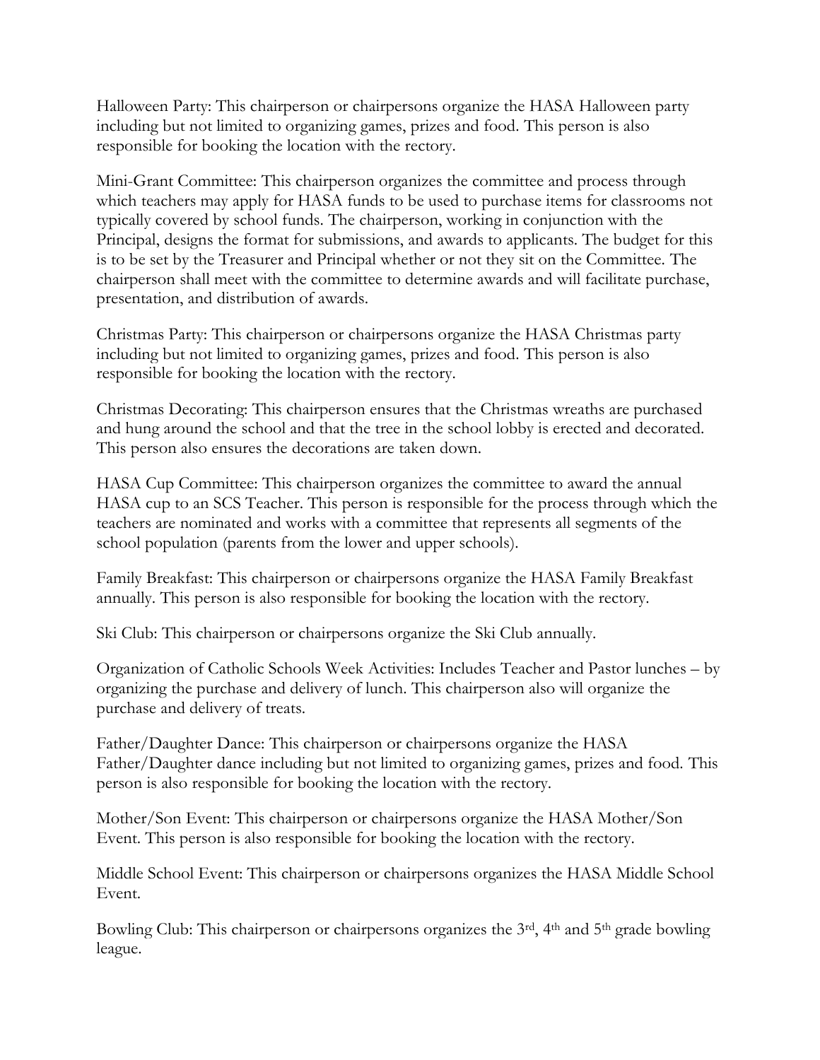Halloween Party: This chairperson or chairpersons organize the HASA Halloween party including but not limited to organizing games, prizes and food. This person is also responsible for booking the location with the rectory.

Mini-Grant Committee: This chairperson organizes the committee and process through which teachers may apply for HASA funds to be used to purchase items for classrooms not typically covered by school funds. The chairperson, working in conjunction with the Principal, designs the format for submissions, and awards to applicants. The budget for this is to be set by the Treasurer and Principal whether or not they sit on the Committee. The chairperson shall meet with the committee to determine awards and will facilitate purchase, presentation, and distribution of awards.

Christmas Party: This chairperson or chairpersons organize the HASA Christmas party including but not limited to organizing games, prizes and food. This person is also responsible for booking the location with the rectory.

Christmas Decorating: This chairperson ensures that the Christmas wreaths are purchased and hung around the school and that the tree in the school lobby is erected and decorated. This person also ensures the decorations are taken down.

HASA Cup Committee: This chairperson organizes the committee to award the annual HASA cup to an SCS Teacher. This person is responsible for the process through which the teachers are nominated and works with a committee that represents all segments of the school population (parents from the lower and upper schools).

Family Breakfast: This chairperson or chairpersons organize the HASA Family Breakfast annually. This person is also responsible for booking the location with the rectory.

Ski Club: This chairperson or chairpersons organize the Ski Club annually.

Organization of Catholic Schools Week Activities: Includes Teacher and Pastor lunches – by organizing the purchase and delivery of lunch. This chairperson also will organize the purchase and delivery of treats.

Father/Daughter Dance: This chairperson or chairpersons organize the HASA Father/Daughter dance including but not limited to organizing games, prizes and food. This person is also responsible for booking the location with the rectory.

Mother/Son Event: This chairperson or chairpersons organize the HASA Mother/Son Event. This person is also responsible for booking the location with the rectory.

Middle School Event: This chairperson or chairpersons organizes the HASA Middle School Event.

Bowling Club: This chairperson or chairpersons organizes the 3rd, 4th and 5th grade bowling league.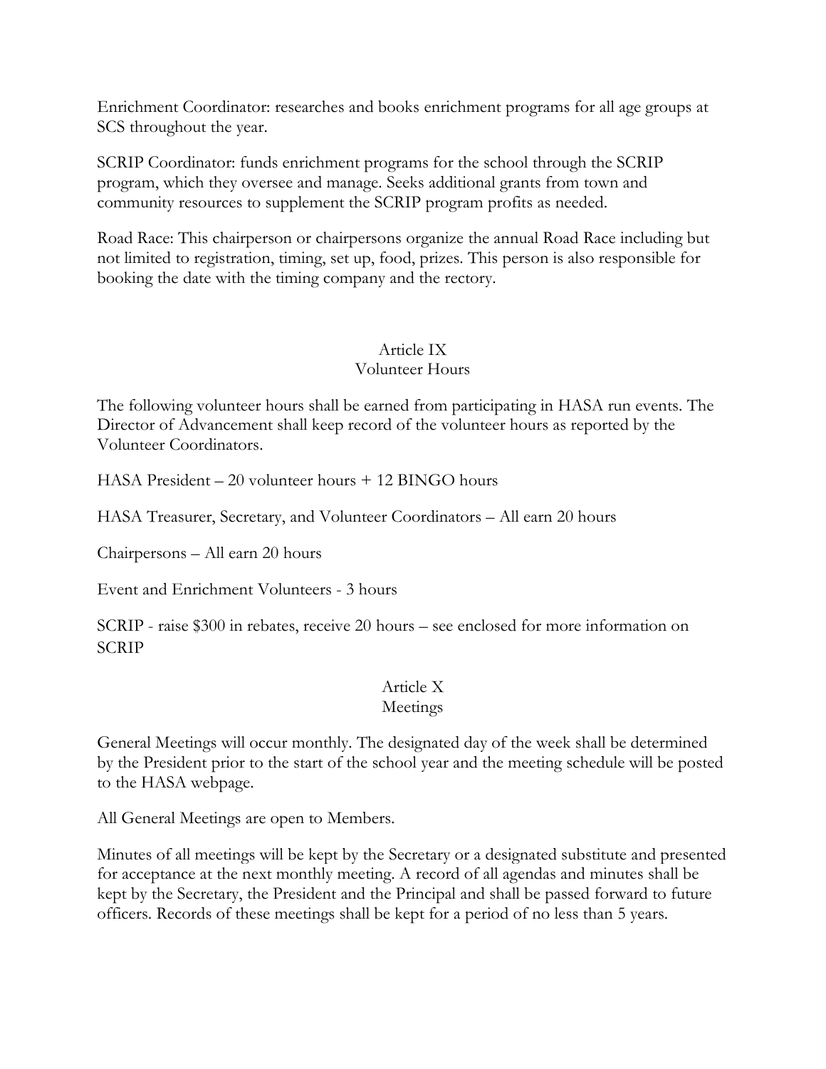Enrichment Coordinator: researches and books enrichment programs for all age groups at SCS throughout the year.

SCRIP Coordinator: funds enrichment programs for the school through the SCRIP program, which they oversee and manage. Seeks additional grants from town and community resources to supplement the SCRIP program profits as needed.

Road Race: This chairperson or chairpersons organize the annual Road Race including but not limited to registration, timing, set up, food, prizes. This person is also responsible for booking the date with the timing company and the rectory.

## Article IX
## Volunteer Hours

The following volunteer hours shall be earned from participating in HASA run events. The Director of Advancement shall keep record of the volunteer hours as reported by the Volunteer Coordinators.

HASA President – 20 volunteer hours + 12 BINGO hours

HASA Treasurer, Secretary, and Volunteer Coordinators – All earn 20 hours

Chairpersons – All earn 20 hours

Event and Enrichment Volunteers - 3 hours

SCRIP - raise $300 in rebates, receive 20 hours – see enclosed for more information on SCRIP

## Article X
## Meetings

General Meetings will occur monthly. The designated day of the week shall be determined by the President prior to the start of the school year and the meeting schedule will be posted to the HASA webpage.

All General Meetings are open to Members.

Minutes of all meetings will be kept by the Secretary or a designated substitute and presented for acceptance at the next monthly meeting. A record of all agendas and minutes shall be kept by the Secretary, the President and the Principal and shall be passed forward to future officers. Records of these meetings shall be kept for a period of no less than 5 years.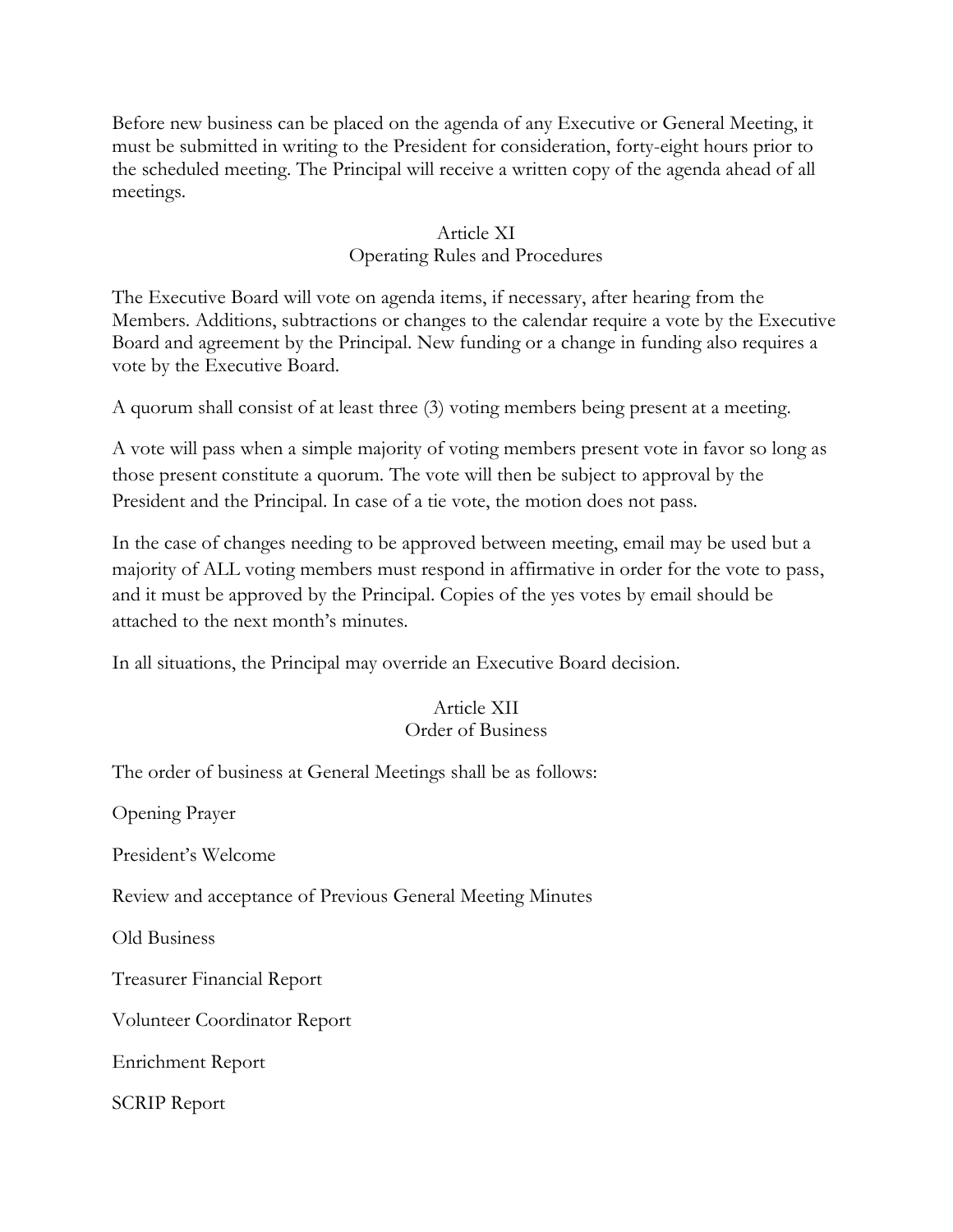Before new business can be placed on the agenda of any Executive or General Meeting, it must be submitted in writing to the President for consideration, forty-eight hours prior to the scheduled meeting. The Principal will receive a written copy of the agenda ahead of all meetings.

## Article XI
## Operating Rules and Procedures

The Executive Board will vote on agenda items, if necessary, after hearing from the Members. Additions, subtractions or changes to the calendar require a vote by the Executive Board and agreement by the Principal. New funding or a change in funding also requires a vote by the Executive Board.

A quorum shall consist of at least three (3) voting members being present at a meeting.

A vote will pass when a simple majority of voting members present vote in favor so long as those present constitute a quorum. The vote will then be subject to approval by the President and the Principal. In case of a tie vote, the motion does not pass.

In the case of changes needing to be approved between meeting, email may be used but a majority of ALL voting members must respond in affirmative in order for the vote to pass, and it must be approved by the Principal. Copies of the yes votes by email should be attached to the next month's minutes.

In all situations, the Principal may override an Executive Board decision.

## Article XII
## Order of Business

The order of business at General Meetings shall be as follows:

Opening Prayer

President's Welcome

Review and acceptance of Previous General Meeting Minutes

Old Business

Treasurer Financial Report

Volunteer Coordinator Report

Enrichment Report

SCRIP Report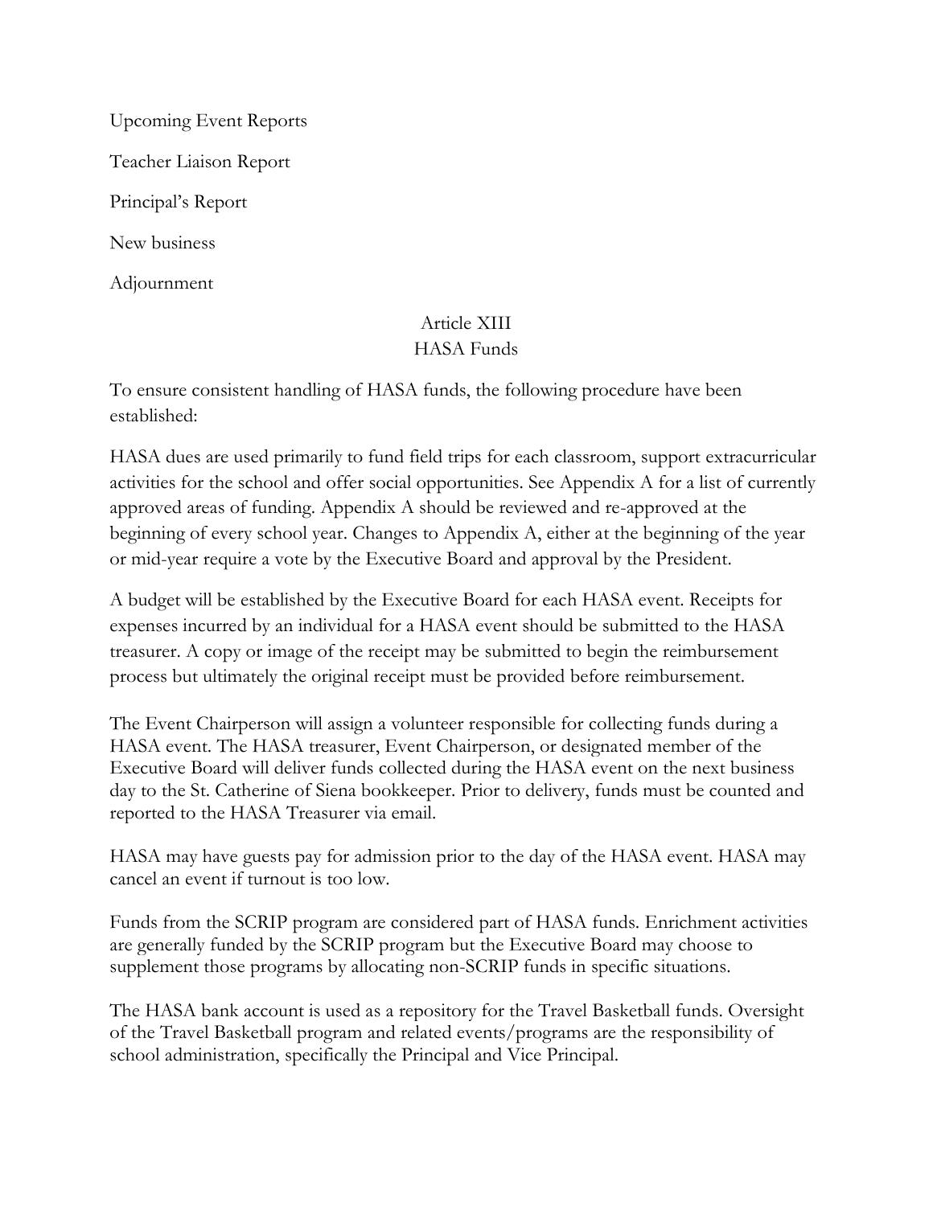Upcoming Event Reports

Teacher Liaison Report

Principal's Report

New business

Adjournment

## Article XIII
## HASA Funds

To ensure consistent handling of HASA funds, the following procedure have been established:

HASA dues are used primarily to fund field trips for each classroom, support extracurricular activities for the school and offer social opportunities. See Appendix A for a list of currently approved areas of funding. Appendix A should be reviewed and re-approved at the beginning of every school year. Changes to Appendix A, either at the beginning of the year or mid-year require a vote by the Executive Board and approval by the President.

A budget will be established by the Executive Board for each HASA event. Receipts for expenses incurred by an individual for a HASA event should be submitted to the HASA treasurer. A copy or image of the receipt may be submitted to begin the reimbursement process but ultimately the original receipt must be provided before reimbursement.

The Event Chairperson will assign a volunteer responsible for collecting funds during a HASA event. The HASA treasurer, Event Chairperson, or designated member of the Executive Board will deliver funds collected during the HASA event on the next business day to the St. Catherine of Siena bookkeeper. Prior to delivery, funds must be counted and reported to the HASA Treasurer via email.

HASA may have guests pay for admission prior to the day of the HASA event. HASA may cancel an event if turnout is too low.

Funds from the SCRIP program are considered part of HASA funds. Enrichment activities are generally funded by the SCRIP program but the Executive Board may choose to supplement those programs by allocating non-SCRIP funds in specific situations.

The HASA bank account is used as a repository for the Travel Basketball funds. Oversight of the Travel Basketball program and related events/programs are the responsibility of school administration, specifically the Principal and Vice Principal.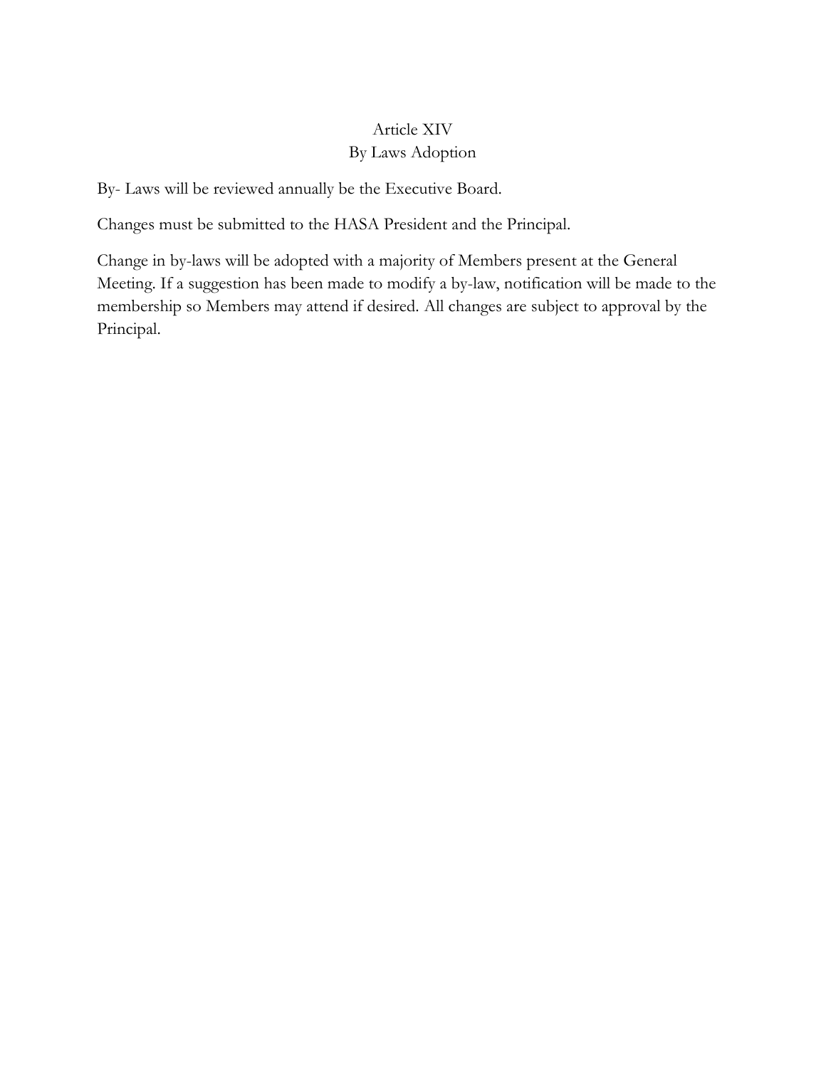## Article XIV
## By Laws Adoption

By- Laws will be reviewed annually be the Executive Board.

Changes must be submitted to the HASA President and the Principal.

Change in by-laws will be adopted with a majority of Members present at the General Meeting. If a suggestion has been made to modify a by-law, notification will be made to the membership so Members may attend if desired. All changes are subject to approval by the Principal.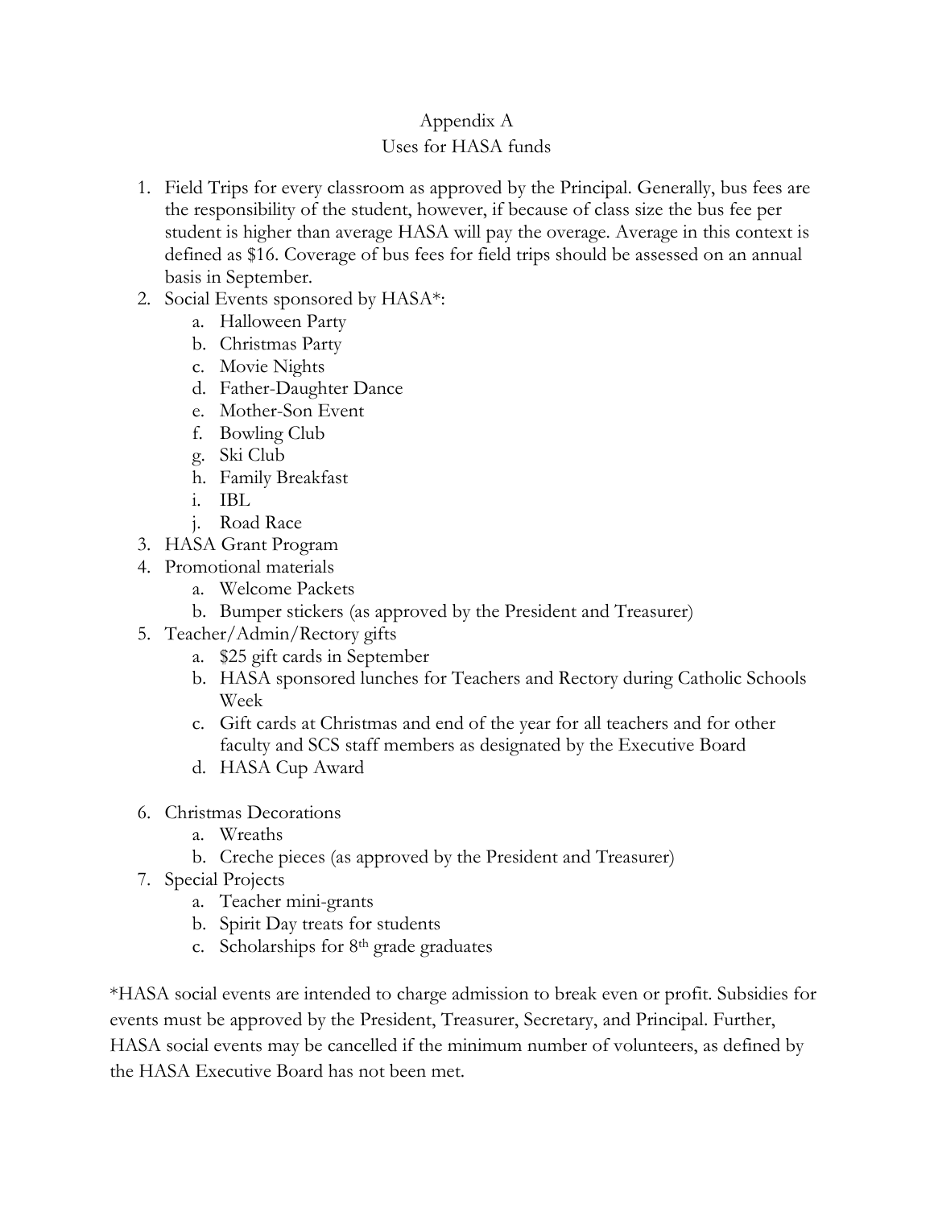# Appendix A
## Uses for HASA funds

1. Field Trips for every classroom as approved by the Principal. Generally, bus fees are the responsibility of the student, however, if because of class size the bus fee per student is higher than average HASA will pay the overage. Average in this context is defined as $16. Coverage of bus fees for field trips should be assessed on an annual basis in September.
2. Social Events sponsored by HASA*:
   a. Halloween Party
   b. Christmas Party
   c. Movie Nights
   d. Father-Daughter Dance
   e. Mother-Son Event
   f. Bowling Club
   g. Ski Club
   h. Family Breakfast
   i. IBL
   j. Road Race
3. HASA Grant Program
4. Promotional materials
   a. Welcome Packets
   b. Bumper stickers (as approved by the President and Treasurer)
5. Teacher/Admin/Rectory gifts
   a. $25 gift cards in September
   b. HASA sponsored lunches for Teachers and Rectory during Catholic Schools Week
   c. Gift cards at Christmas and end of the year for all teachers and for other faculty and SCS staff members as designated by the Executive Board
   d. HASA Cup Award
6. Christmas Decorations
   a. Wreaths
   b. Creche pieces (as approved by the President and Treasurer)
7. Special Projects
   a. Teacher mini-grants
   b. Spirit Day treats for students
   c. Scholarships for 8th grade graduates

*HASA social events are intended to charge admission to break even or profit. Subsidies for events must be approved by the President, Treasurer, Secretary, and Principal. Further, HASA social events may be cancelled if the minimum number of volunteers, as defined by the HASA Executive Board has not been met.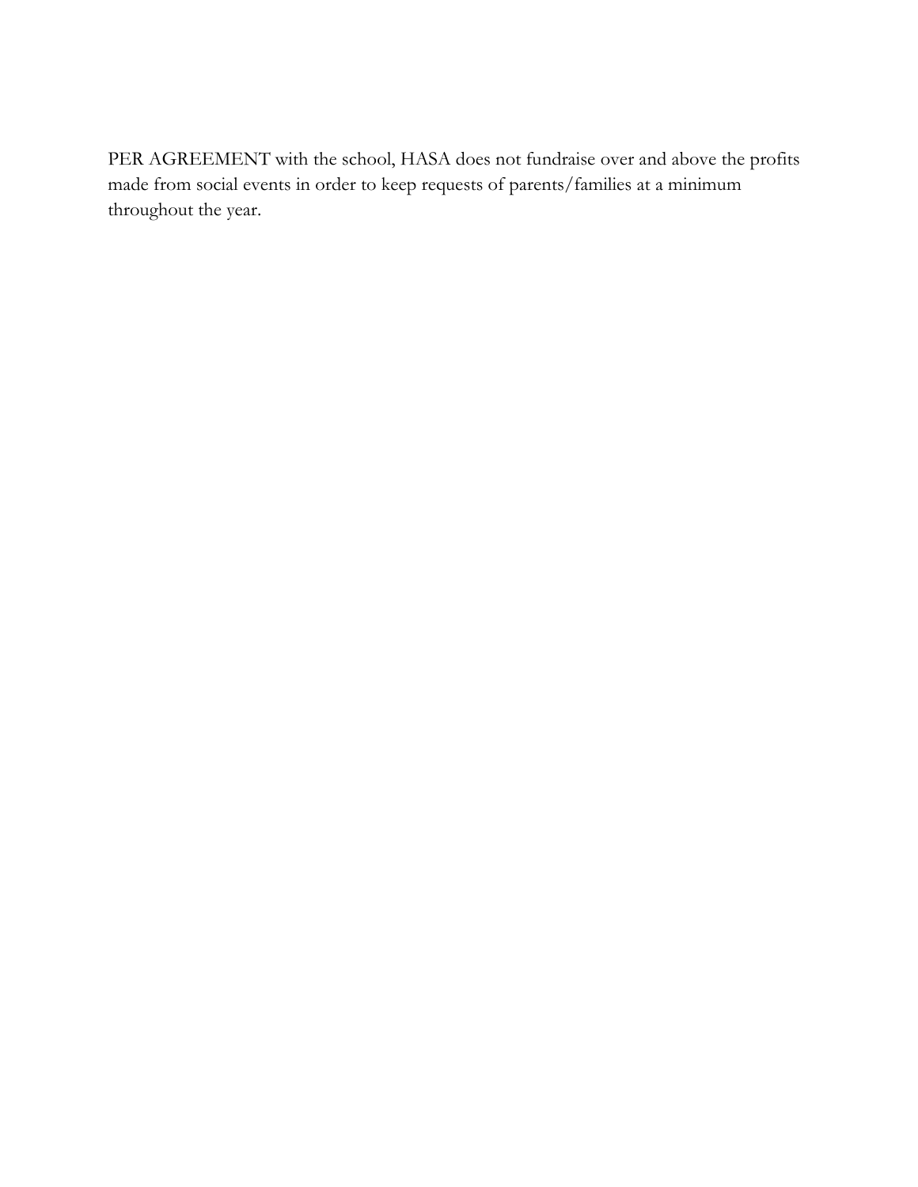PER AGREEMENT with the school, HASA does not fundraise over and above the profits made from social events in order to keep requests of parents/families at a minimum throughout the year.